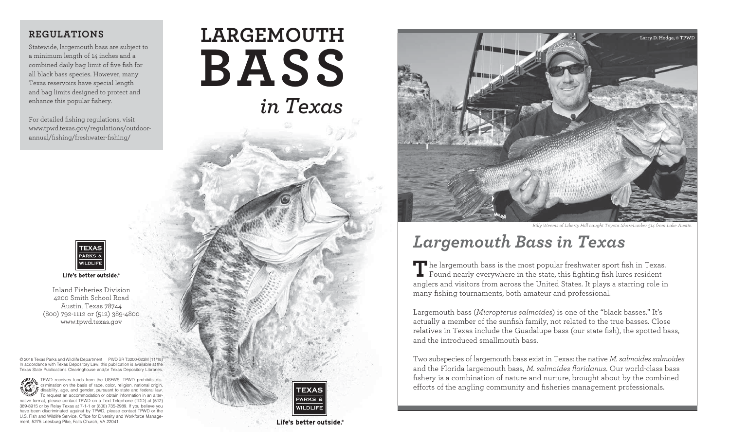## REGULATIONS

Statewide, largemouth bass are subject to a minimum length of 14 inches and a combined daily bag limit of five fish for all black bass species. However, many Texas reservoirs have special length and bag limits designed to protect and enhance this popular fishery.

For detailed fishing regulations, visit www.tpwd.texas.gov/regulations/outdoor-annual/fishing/freshwater-fishing/

TEXAS PARKS & WILDLIFE

Life's better outside.®

Inland Fisheries Division
4200 Smith School Road
Austin, Texas 78744
(800) 792-1112 or (512) 389-4800
www.tpwd.texas.gov

© 2018 Texas Parks and Wildlife Department PWD BR T3200-023M (11/18)
In accordance with Texas Depository Law, this publication is available at the Texas State Publications Clearinghouse and/or Texas Depository Libraries.

TPWD receives funds from the USFWS. TPWD prohibits discrimination on the basis of race, color, religion, national origin, disability, age, and gender, pursuant to state and federal law. To request an accommodation or obtain information in an alternative format, please contact TPWD on a Text Telephone (TDD) at (512) 389-8915 or by Relay Texas at 7-1-1 or (800) 735-2989. If you believe you have been discriminated against by TPWD, please contact TPWD or the U.S. Fish and Wildlife Service, Office for Diversity and Workforce Management, 5275 Leesburg Pike, Falls Church, VA 22041.

# LARGEMOUTH BASS *in Texas*

TEXAS PARKS & WILDLIFE

Life's better outside.®

Larry D. Hodge, © TPWD

*Billy Weems of Liberty Hill caught Toyota ShareLunker 514 from Lake Austin.*

# *Largemouth Bass in Texas*

The largemouth bass is the most popular freshwater sport fish in Texas. Found nearly everywhere in the state, this fighting fish lures resident anglers and visitors from across the United States. It plays a starring role in many fishing tournaments, both amateur and professional.

Largemouth bass (*Micropterus salmoides*) is one of the "black basses." It's actually a member of the sunfish family, not related to the true basses. Close relatives in Texas include the Guadalupe bass (our state fish), the spotted bass, and the introduced smallmouth bass.

Two subspecies of largemouth bass exist in Texas: the native *M. salmoides salmoides* and the Florida largemouth bass, *M. salmoides floridanus*. Our world-class bass fishery is a combination of nature and nurture, brought about by the combined efforts of the angling community and fisheries management professionals.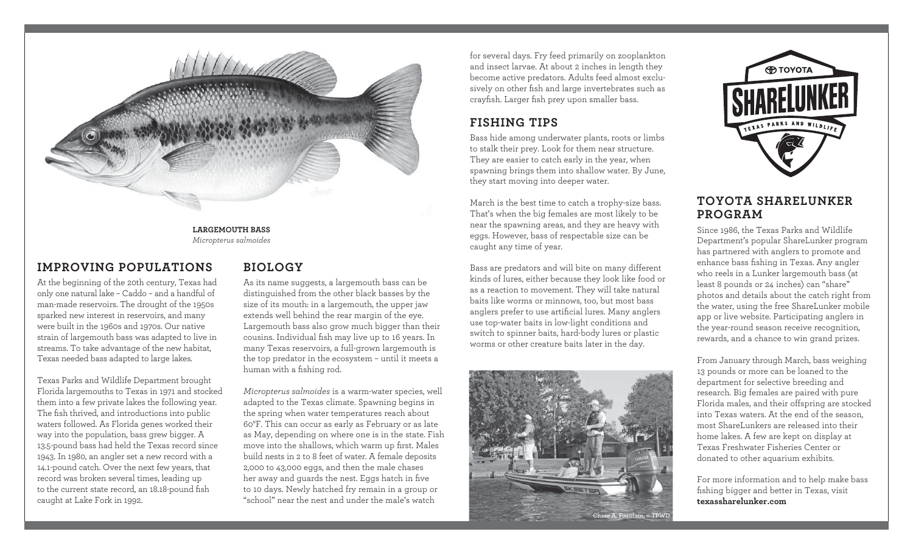**LARGEMOUTH BASS**
*Micropterus salmoides*

## IMPROVING POPULATIONS

At the beginning of the 20th century, Texas had only one natural lake – Caddo – and a handful of man-made reservoirs. The drought of the 1950s sparked new interest in reservoirs, and many were built in the 1960s and 1970s. Our native strain of largemouth bass was adapted to live in streams. To take advantage of the new habitat, Texas needed bass adapted to large lakes.

Texas Parks and Wildlife Department brought Florida largemouths to Texas in 1971 and stocked them into a few private lakes the following year. The fish thrived, and introductions into public waters followed. As Florida genes worked their way into the population, bass grew bigger. A 13.5-pound bass had held the Texas record since 1943. In 1980, an angler set a new record with a 14.1-pound catch. Over the next few years, that record was broken several times, leading up to the current state record, an 18.18-pound fish caught at Lake Fork in 1992.

## BIOLOGY

As its name suggests, a largemouth bass can be distinguished from the other black basses by the size of its mouth: in a largemouth, the upper jaw extends well behind the rear margin of the eye. Largemouth bass also grow much bigger than their cousins. Individual fish may live up to 16 years. In many Texas reservoirs, a full-grown largemouth is the top predator in the ecosystem – until it meets a human with a fishing rod.

*Micropterus salmoides* is a warm-water species, well adapted to the Texas climate. Spawning begins in the spring when water temperatures reach about 60°F. This can occur as early as February or as late as May, depending on where one is in the state. Fish move into the shallows, which warm up first. Males build nests in 2 to 8 feet of water. A female deposits 2,000 to 43,000 eggs, and then the male chases her away and guards the nest. Eggs hatch in five to 10 days. Newly hatched fry remain in a group or "school" near the nest and under the male's watch for several days. Fry feed primarily on zooplankton and insect larvae. At about 2 inches in length they become active predators. Adults feed almost exclusively on other fish and large invertebrates such as crayfish. Larger fish prey upon smaller bass.

## FISHING TIPS

Bass hide among underwater plants, roots or limbs to stalk their prey. Look for them near structure. They are easier to catch early in the year, when spawning brings them into shallow water. By June, they start moving into deeper water.

March is the best time to catch a trophy-size bass. That's when the big females are most likely to be near the spawning areas, and they are heavy with eggs. However, bass of respectable size can be caught any time of year.

Bass are predators and will bite on many different kinds of lures, either because they look like food or as a reaction to movement. They will take natural baits like worms or minnows, too, but most bass anglers prefer to use artificial lures. Many anglers use top-water baits in low-light conditions and switch to spinner baits, hard-body lures or plastic worms or other creature baits later in the day.

Chase A. Fountain, © TPWD

## TOYOTA SHARELUNKER PROGRAM

Since 1986, the Texas Parks and Wildlife Department's popular ShareLunker program has partnered with anglers to promote and enhance bass fishing in Texas. Any angler who reels in a Lunker largemouth bass (at least 8 pounds or 24 inches) can "share" photos and details about the catch right from the water, using the free ShareLunker mobile app or live website. Participating anglers in the year-round season receive recognition, rewards, and a chance to win grand prizes.

From January through March, bass weighing 13 pounds or more can be loaned to the department for selective breeding and research. Big females are paired with pure Florida males, and their offspring are stocked into Texas waters. At the end of the season, most ShareLunkers are released into their home lakes. A few are kept on display at Texas Freshwater Fisheries Center or donated to other aquarium exhibits.

For more information and to help make bass fishing bigger and better in Texas, visit **texassharelunker.com**